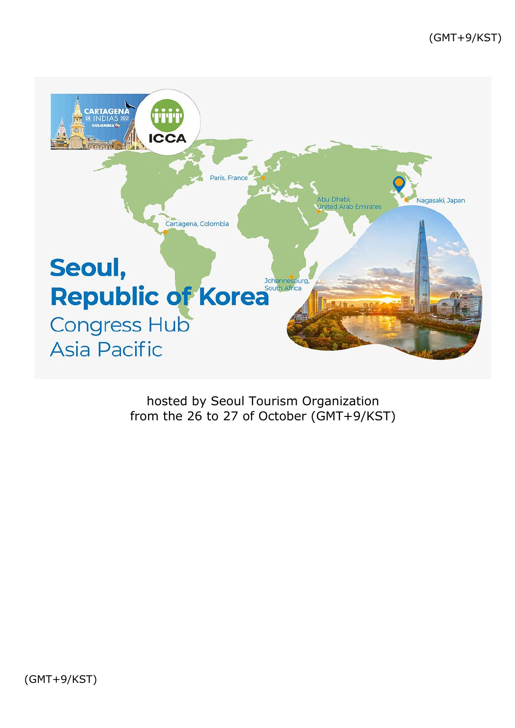(GMT+9/KST)

Seoul, Republic of Korea Congress Hub Asia Pacific

hosted by Seoul Tourism Organization
from the 26 to 27 of October (GMT+9/KST)

(GMT+9/KST)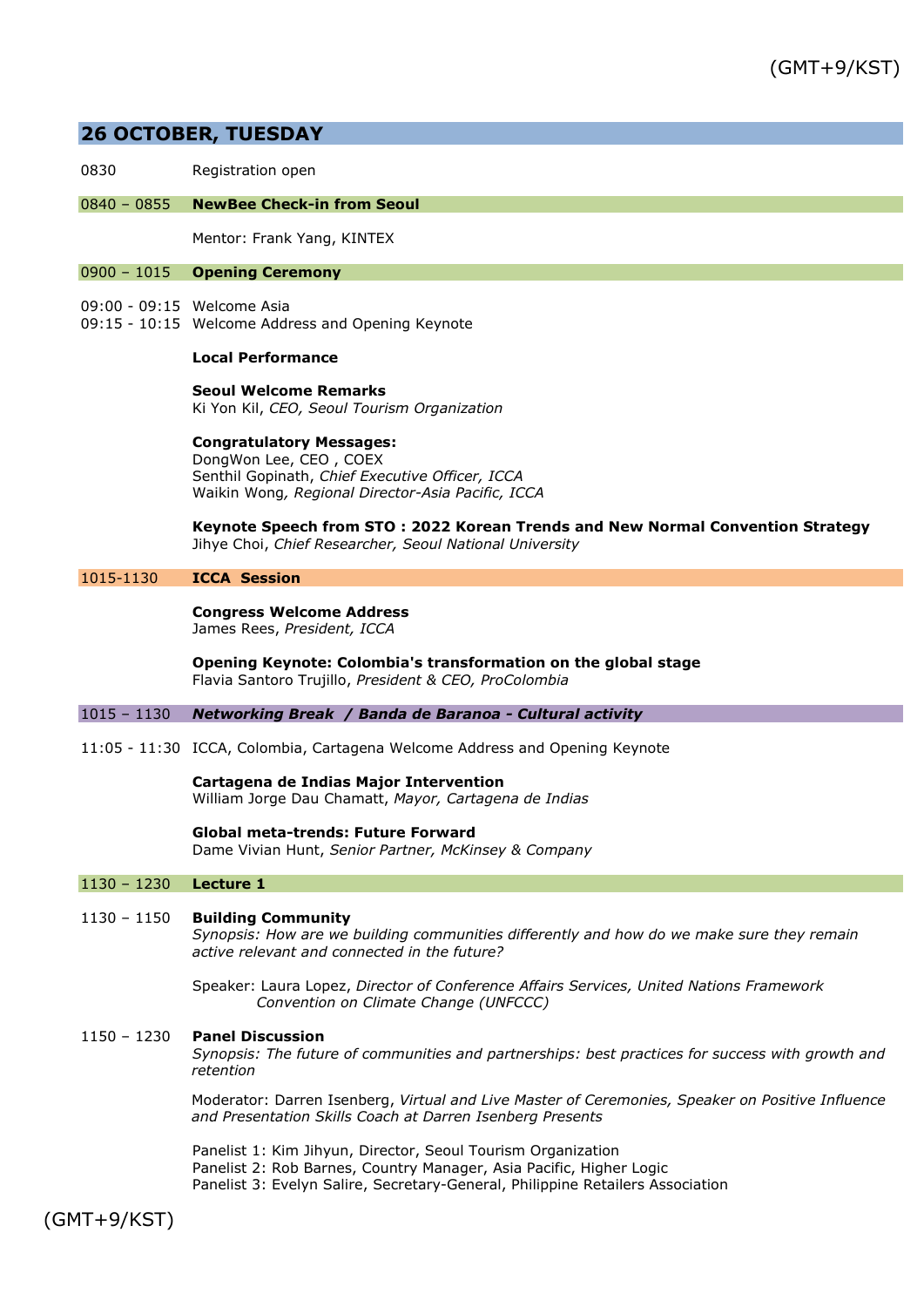(GMT+9/KST)

## 26 OCTOBER, TUESDAY

0830 Registration open

**0840 – 0855 NewBee Check-in from Seoul**

Mentor: Frank Yang, KINTEX

**0900 – 1015 Opening Ceremony**

09:00 - 09:15 Welcome Asia
09:15 - 10:15 Welcome Address and Opening Keynote

**Local Performance**

**Seoul Welcome Remarks**
Ki Yon Kil, *CEO, Seoul Tourism Organization*

**Congratulatory Messages:**
DongWon Lee, CEO , COEX
Senthil Gopinath, *Chief Executive Officer, ICCA*
Waikin Wong*, Regional Director-Asia Pacific, ICCA*

**Keynote Speech from STO : 2022 Korean Trends and New Normal Convention Strategy**
Jihye Choi, *Chief Researcher, Seoul National University*

**1015-1130 ICCA Session**

**Congress Welcome Address**
James Rees, *President, ICCA*

**Opening Keynote: Colombia's transformation on the global stage**
Flavia Santoro Trujillo, *President & CEO, ProColombia*

**1015 – 1130 *Networking Break / Banda de Baranoa - Cultural activity***

11:05 - 11:30 ICCA, Colombia, Cartagena Welcome Address and Opening Keynote

**Cartagena de Indias Major Intervention**
William Jorge Dau Chamatt, *Mayor, Cartagena de Indias*

**Global meta-trends: Future Forward**
Dame Vivian Hunt, *Senior Partner, McKinsey & Company*

**1130 – 1230 Lecture 1**

1130 – 1150 **Building Community**
*Synopsis: How are we building communities differently and how do we make sure they remain active relevant and connected in the future?*

Speaker: Laura Lopez, *Director of Conference Affairs Services, United Nations Framework Convention on Climate Change (UNFCCC)*

1150 – 1230 **Panel Discussion**
*Synopsis: The future of communities and partnerships: best practices for success with growth and retention*

Moderator: Darren Isenberg, *Virtual and Live Master of Ceremonies, Speaker on Positive Influence and Presentation Skills Coach at Darren Isenberg Presents*

Panelist 1: Kim Jihyun, Director, Seoul Tourism Organization
Panelist 2: Rob Barnes, Country Manager, Asia Pacific, Higher Logic
Panelist 3: Evelyn Salire, Secretary-General, Philippine Retailers Association

(GMT+9/KST)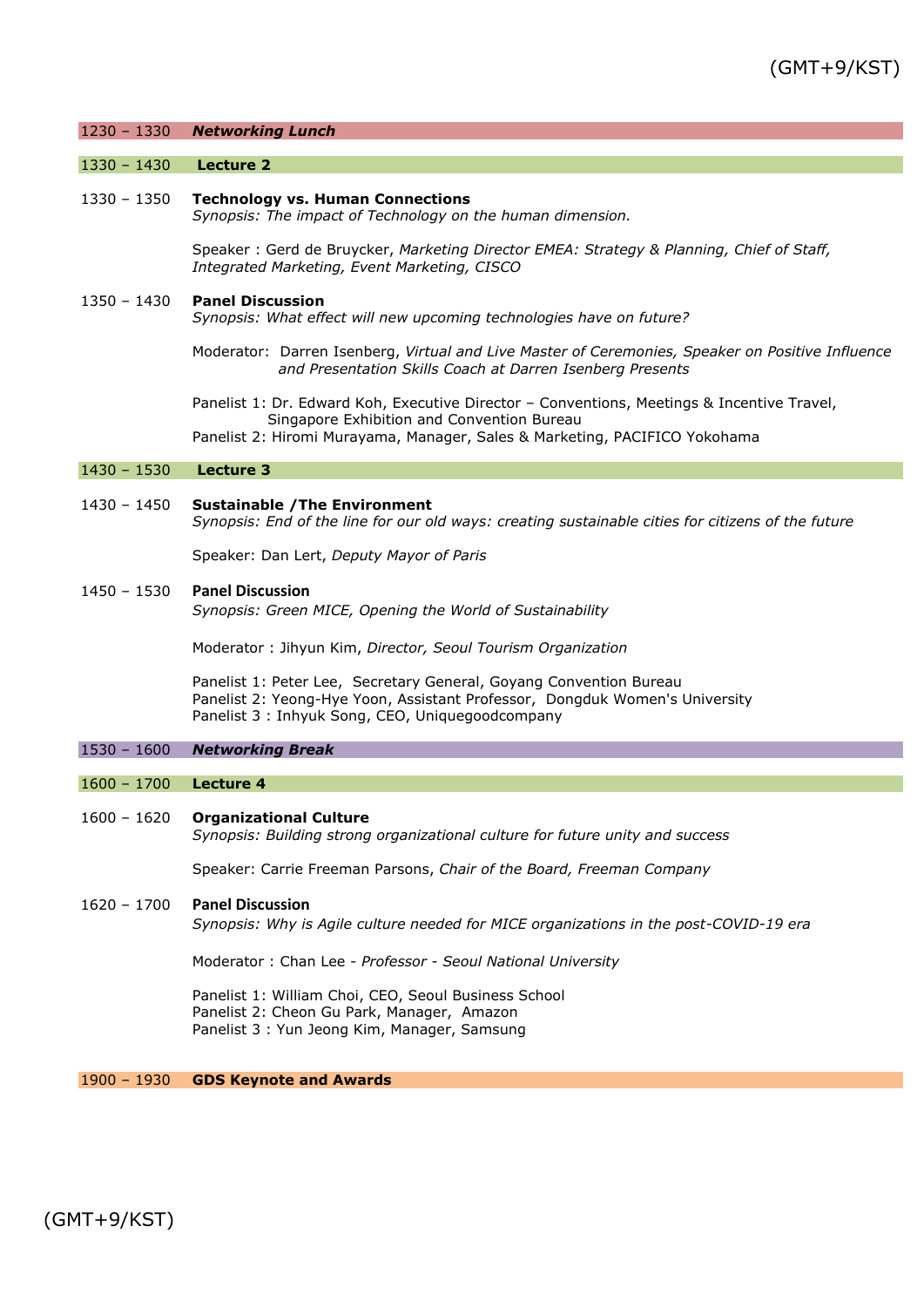(GMT+9/KST)

**1230 – 1330 *Networking Lunch***

**1330 – 1430 Lecture 2**

1330 – 1350 **Technology vs. Human Connections**
*Synopsis: The impact of Technology on the human dimension.*

Speaker : Gerd de Bruycker, *Marketing Director EMEA: Strategy & Planning, Chief of Staff, Integrated Marketing, Event Marketing, CISCO*

1350 – 1430 **Panel Discussion**
*Synopsis: What effect will new upcoming technologies have on future?*

Moderator: Darren Isenberg, *Virtual and Live Master of Ceremonies, Speaker on Positive Influence and Presentation Skills Coach at Darren Isenberg Presents*

Panelist 1: Dr. Edward Koh, Executive Director – Conventions, Meetings & Incentive Travel, Singapore Exhibition and Convention Bureau
Panelist 2: Hiromi Murayama, Manager, Sales & Marketing, PACIFICO Yokohama

**1430 – 1530 Lecture 3**

1430 – 1450 **Sustainable /The Environment**
*Synopsis: End of the line for our old ways: creating sustainable cities for citizens of the future*

Speaker: Dan Lert, *Deputy Mayor of Paris*

1450 – 1530 **Panel Discussion**
*Synopsis: Green MICE, Opening the World of Sustainability*

Moderator : Jihyun Kim, *Director, Seoul Tourism Organization*

Panelist 1: Peter Lee, Secretary General, Goyang Convention Bureau
Panelist 2: Yeong-Hye Yoon, Assistant Professor, Dongduk Women's University
Panelist 3 : Inhyuk Song, CEO, Uniquegoodcompany

**1530 – 1600 *Networking Break***

**1600 – 1700 Lecture 4**

1600 – 1620 **Organizational Culture**
*Synopsis: Building strong organizational culture for future unity and success*

Speaker: Carrie Freeman Parsons, *Chair of the Board, Freeman Company*

1620 – 1700 **Panel Discussion**
*Synopsis: Why is Agile culture needed for MICE organizations in the post-COVID-19 era*

Moderator : Chan Lee - *Professor - Seoul National University*

Panelist 1: William Choi, CEO, Seoul Business School
Panelist 2: Cheon Gu Park, Manager, Amazon
Panelist 3 : Yun Jeong Kim, Manager, Samsung

**1900 – 1930 GDS Keynote and Awards**

(GMT+9/KST)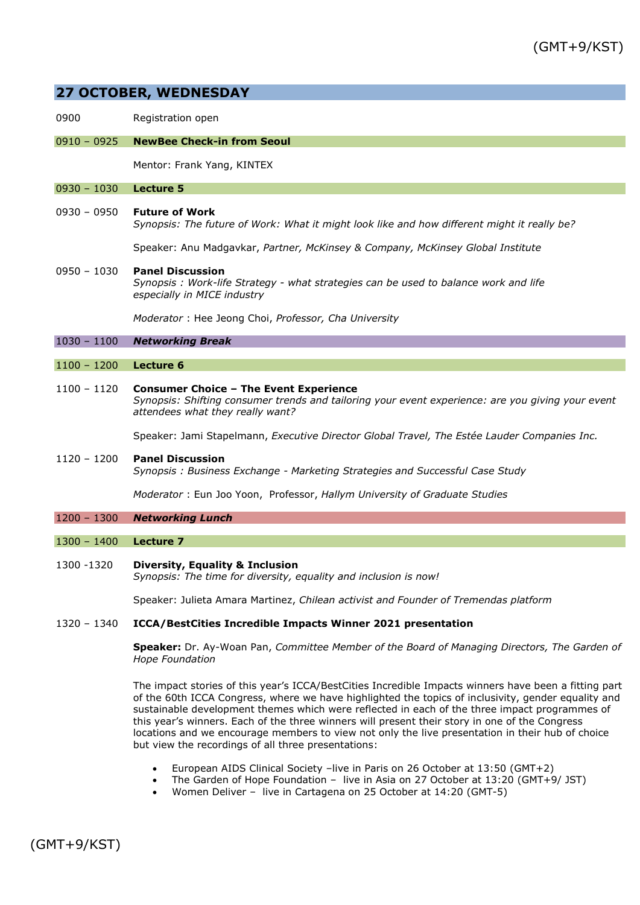(GMT+9/KST)

## 27 OCTOBER, WEDNESDAY

0900 Registration open

**0910 – 0925 NewBee Check-in from Seoul**

Mentor: Frank Yang, KINTEX

**0930 – 1030 Lecture 5**

0930 – 0950 **Future of Work**
*Synopsis: The future of Work: What it might look like and how different might it really be?*

Speaker: Anu Madgavkar, *Partner, McKinsey & Company, McKinsey Global Institute*

0950 – 1030 **Panel Discussion**
*Synopsis : Work-life Strategy - what strategies can be used to balance work and life especially in MICE industry*

*Moderator* : Hee Jeong Choi, *Professor, Cha University*

**1030 – 1100 *Networking Break***

**1100 – 1200 Lecture 6**

1100 – 1120 **Consumer Choice – The Event Experience**
*Synopsis: Shifting consumer trends and tailoring your event experience: are you giving your event attendees what they really want?*

Speaker: Jami Stapelmann, *Executive Director Global Travel, The Estée Lauder Companies Inc.*

1120 – 1200 **Panel Discussion**
*Synopsis : Business Exchange - Marketing Strategies and Successful Case Study*

*Moderator* : Eun Joo Yoon, Professor, *Hallym University of Graduate Studies*

**1200 – 1300 *Networking Lunch***

**1300 – 1400 Lecture 7**

1300 -1320 **Diversity, Equality & Inclusion**
*Synopsis: The time for diversity, equality and inclusion is now!*

Speaker: Julieta Amara Martinez, *Chilean activist and Founder of Tremendas platform*

1320 – 1340 **ICCA/BestCities Incredible Impacts Winner 2021 presentation**

**Speaker:** Dr. Ay-Woan Pan, *Committee Member of the Board of Managing Directors, The Garden of Hope Foundation*

The impact stories of this year's ICCA/BestCities Incredible Impacts winners have been a fitting part of the 60th ICCA Congress, where we have highlighted the topics of inclusivity, gender equality and sustainable development themes which were reflected in each of the three impact programmes of this year's winners. Each of the three winners will present their story in one of the Congress locations and we encourage members to view not only the live presentation in their hub of choice but view the recordings of all three presentations:

- European AIDS Clinical Society –live in Paris on 26 October at 13:50 (GMT+2)
- The Garden of Hope Foundation – live in Asia on 27 October at 13:20 (GMT+9/ JST)
- Women Deliver – live in Cartagena on 25 October at 14:20 (GMT-5)

(GMT+9/KST)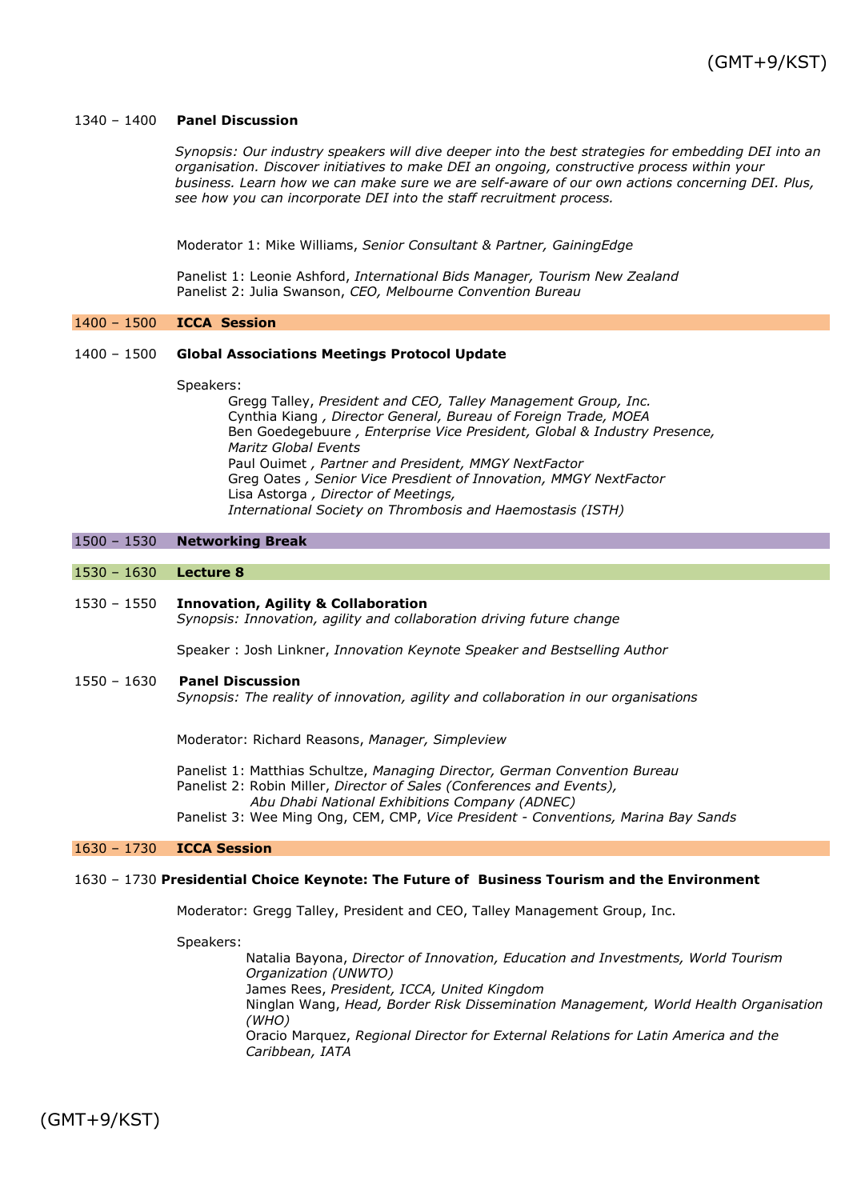1340 – 1400 **Panel Discussion**

*Synopsis: Our industry speakers will dive deeper into the best strategies for embedding DEI into an organisation. Discover initiatives to make DEI an ongoing, constructive process within your business. Learn how we can make sure we are self-aware of our own actions concerning DEI. Plus, see how you can incorporate DEI into the staff recruitment process.*

Moderator 1: Mike Williams, *Senior Consultant & Partner, GainingEdge*

Panelist 1: Leonie Ashford, *International Bids Manager, Tourism New Zealand*
Panelist 2: Julia Swanson, *CEO, Melbourne Convention Bureau*

1400 – 1500 **ICCA Session**

1400 – 1500 **Global Associations Meetings Protocol Update**

Speakers:
- Gregg Talley, *President and CEO, Talley Management Group, Inc.*
- Cynthia Kiang , *Director General, Bureau of Foreign Trade, MOEA*
- Ben Goedegebuure , *Enterprise Vice President, Global & Industry Presence, Maritz Global Events*
- Paul Ouimet , *Partner and President, MMGY NextFactor*
- Greg Oates , *Senior Vice Presdient of Innovation, MMGY NextFactor*
- Lisa Astorga , *Director of Meetings, International Society on Thrombosis and Haemostasis (ISTH)*

1500 – 1530 **Networking Break**

1530 – 1630 **Lecture 8**

1530 – 1550 **Innovation, Agility & Collaboration**
*Synopsis: Innovation, agility and collaboration driving future change*

Speaker : Josh Linkner, *Innovation Keynote Speaker and Bestselling Author*

1550 – 1630 **Panel Discussion**
*Synopsis: The reality of innovation, agility and collaboration in our organisations*

Moderator: Richard Reasons, *Manager, Simpleview*

Panelist 1: Matthias Schultze, *Managing Director, German Convention Bureau*
Panelist 2: Robin Miller, *Director of Sales (Conferences and Events), Abu Dhabi National Exhibitions Company (ADNEC)*
Panelist 3: Wee Ming Ong, CEM, CMP, *Vice President - Conventions, Marina Bay Sands*

1630 – 1730 **ICCA Session**

1630 – 1730 **Presidential Choice Keynote: The Future of Business Tourism and the Environment**

Moderator: Gregg Talley, President and CEO, Talley Management Group, Inc.

Speakers:
- Natalia Bayona, *Director of Innovation, Education and Investments, World Tourism Organization (UNWTO)*
- James Rees, *President, ICCA, United Kingdom*
- Ninglan Wang, *Head, Border Risk Dissemination Management, World Health Organisation (WHO)*
- Oracio Marquez, *Regional Director for External Relations for Latin America and the Caribbean, IATA*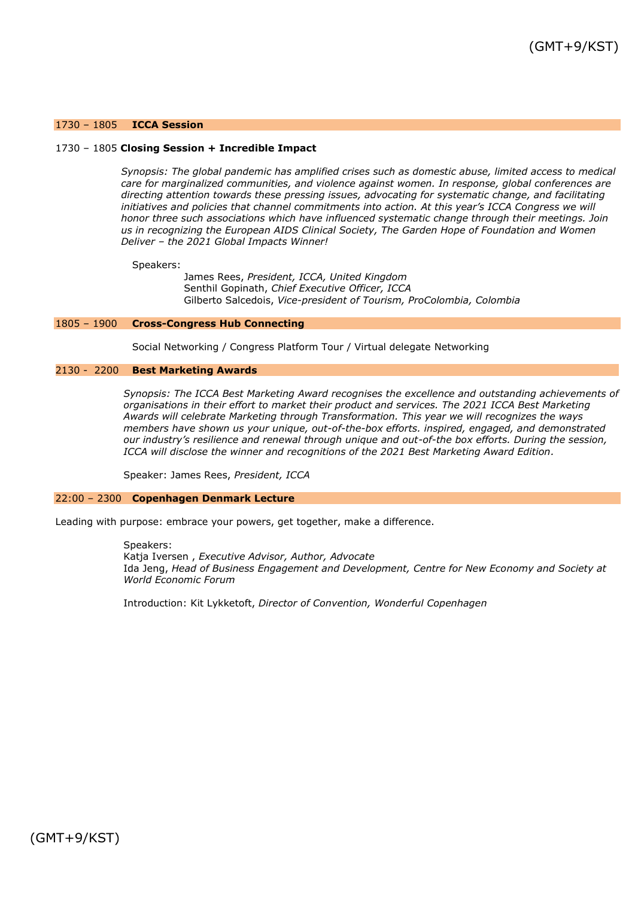**1730 – 1805 ICCA Session**

1730 – 1805 **Closing Session + Incredible Impact**

*Synopsis: The global pandemic has amplified crises such as domestic abuse, limited access to medical care for marginalized communities, and violence against women. In response, global conferences are directing attention towards these pressing issues, advocating for systematic change, and facilitating initiatives and policies that channel commitments into action. At this year's ICCA Congress we will honor three such associations which have influenced systematic change through their meetings. Join us in recognizing the European AIDS Clinical Society, The Garden Hope of Foundation and Women Deliver – the 2021 Global Impacts Winner!*

Speakers:

James Rees, *President, ICCA, United Kingdom*
Senthil Gopinath, *Chief Executive Officer, ICCA*
Gilberto Salcedois, *Vice-president of Tourism, ProColombia, Colombia*

**1805 – 1900 Cross-Congress Hub Connecting**

Social Networking / Congress Platform Tour / Virtual delegate Networking

**2130 - 2200 Best Marketing Awards**

*Synopsis: The ICCA Best Marketing Award recognises the excellence and outstanding achievements of organisations in their effort to market their product and services. The 2021 ICCA Best Marketing Awards will celebrate Marketing through Transformation. This year we will recognizes the ways members have shown us your unique, out-of-the-box efforts. inspired, engaged, and demonstrated our industry's resilience and renewal through unique and out-of-the box efforts. During the session, ICCA will disclose the winner and recognitions of the 2021 Best Marketing Award Edition.*

Speaker: James Rees, *President, ICCA*

**22:00 – 2300 Copenhagen Denmark Lecture**

Leading with purpose: embrace your powers, get together, make a difference.

Speakers:
Katja Iversen , *Executive Advisor, Author, Advocate*
Ida Jeng, *Head of Business Engagement and Development, Centre for New Economy and Society at World Economic Forum*

Introduction: Kit Lykketoft, *Director of Convention, Wonderful Copenhagen*